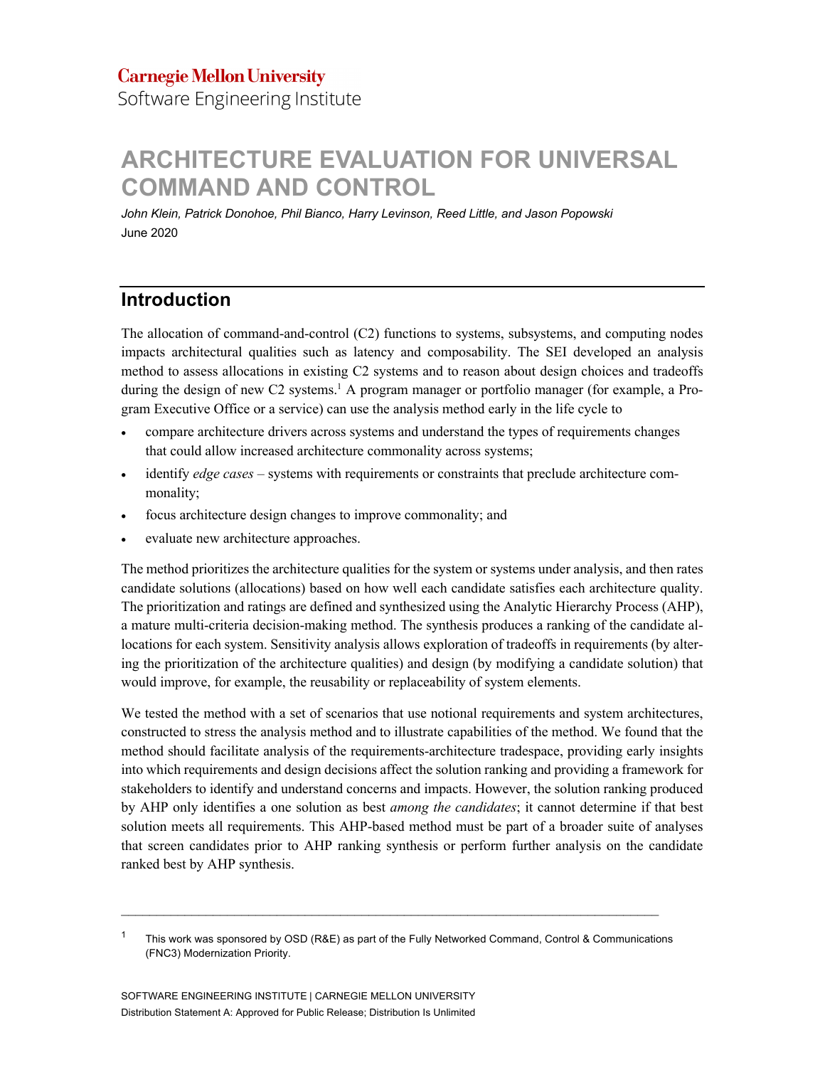Carnegie Mellon University
Software Engineering Institute

# ARCHITECTURE EVALUATION FOR UNIVERSAL COMMAND AND CONTROL

*John Klein, Patrick Donohoe, Phil Bianco, Harry Levinson, Reed Little, and Jason Popowski*

June 2020

## Introduction

The allocation of command-and-control (C2) functions to systems, subsystems, and computing nodes impacts architectural qualities such as latency and composability. The SEI developed an analysis method to assess allocations in existing C2 systems and to reason about design choices and tradeoffs during the design of new C2 systems.[1] A program manager or portfolio manager (for example, a Program Executive Office or a service) can use the analysis method early in the life cycle to

- compare architecture drivers across systems and understand the types of requirements changes that could allow increased architecture commonality across systems;
- identify *edge cases* – systems with requirements or constraints that preclude architecture commonality;
- focus architecture design changes to improve commonality; and
- evaluate new architecture approaches.

The method prioritizes the architecture qualities for the system or systems under analysis, and then rates candidate solutions (allocations) based on how well each candidate satisfies each architecture quality. The prioritization and ratings are defined and synthesized using the Analytic Hierarchy Process (AHP), a mature multi-criteria decision-making method. The synthesis produces a ranking of the candidate allocations for each system. Sensitivity analysis allows exploration of tradeoffs in requirements (by altering the prioritization of the architecture qualities) and design (by modifying a candidate solution) that would improve, for example, the reusability or replaceability of system elements.

We tested the method with a set of scenarios that use notional requirements and system architectures, constructed to stress the analysis method and to illustrate capabilities of the method. We found that the method should facilitate analysis of the requirements-architecture tradespace, providing early insights into which requirements and design decisions affect the solution ranking and providing a framework for stakeholders to identify and understand concerns and impacts. However, the solution ranking produced by AHP only identifies a one solution as best *among the candidates*; it cannot determine if that best solution meets all requirements. This AHP-based method must be part of a broader suite of analyses that screen candidates prior to AHP ranking synthesis or perform further analysis on the candidate ranked best by AHP synthesis.

---

[1] This work was sponsored by OSD (R&E) as part of the Fully Networked Command, Control & Communications (FNC3) Modernization Priority.

SOFTWARE ENGINEERING INSTITUTE | CARNEGIE MELLON UNIVERSITY
Distribution Statement A: Approved for Public Release; Distribution Is Unlimited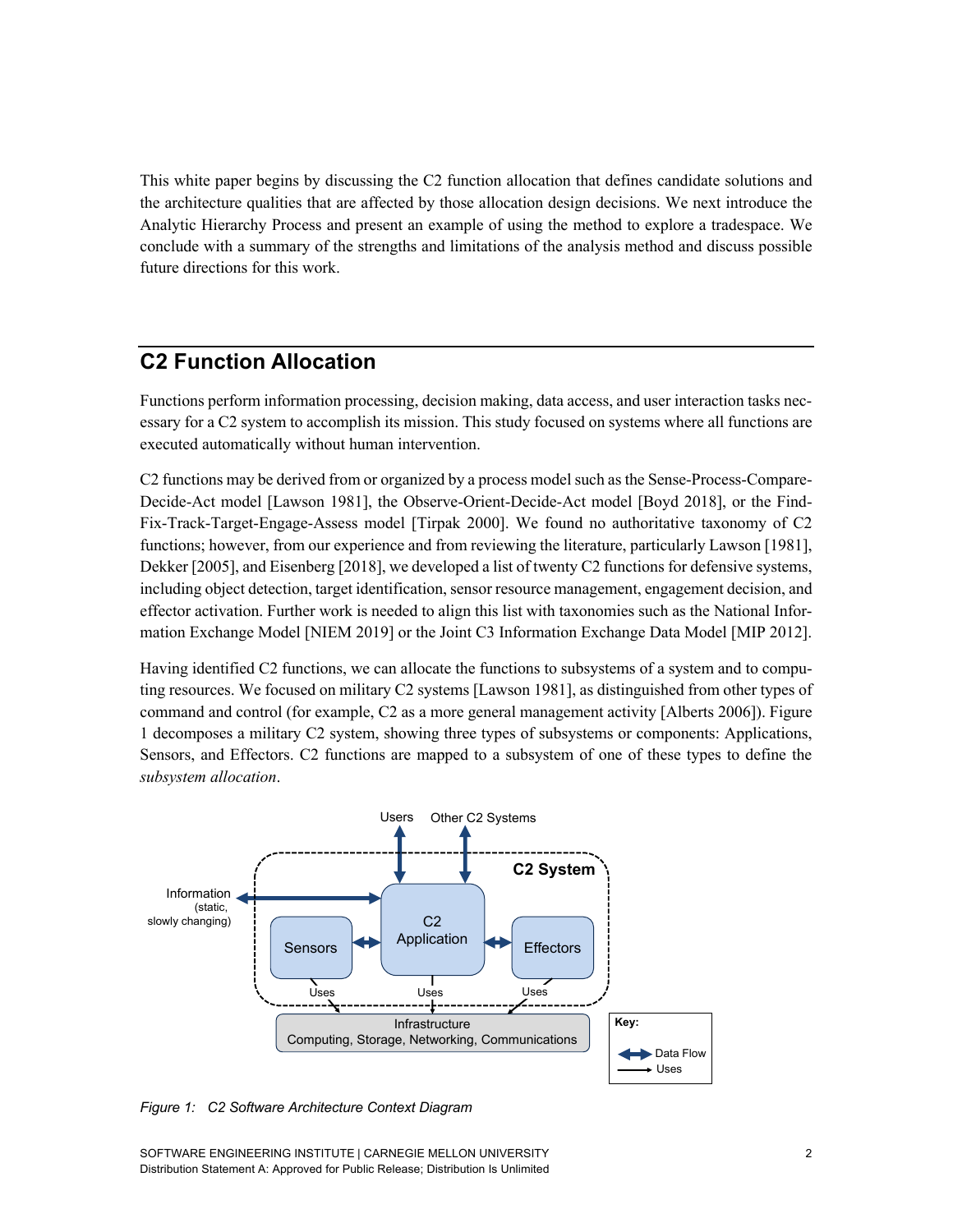This white paper begins by discussing the C2 function allocation that defines candidate solutions and the architecture qualities that are affected by those allocation design decisions. We next introduce the Analytic Hierarchy Process and present an example of using the method to explore a tradespace. We conclude with a summary of the strengths and limitations of the analysis method and discuss possible future directions for this work.

## C2 Function Allocation

Functions perform information processing, decision making, data access, and user interaction tasks necessary for a C2 system to accomplish its mission. This study focused on systems where all functions are executed automatically without human intervention.

C2 functions may be derived from or organized by a process model such as the Sense-Process-Compare-Decide-Act model [Lawson 1981], the Observe-Orient-Decide-Act model [Boyd 2018], or the Find-Fix-Track-Target-Engage-Assess model [Tirpak 2000]. We found no authoritative taxonomy of C2 functions; however, from our experience and from reviewing the literature, particularly Lawson [1981], Dekker [2005], and Eisenberg [2018], we developed a list of twenty C2 functions for defensive systems, including object detection, target identification, sensor resource management, engagement decision, and effector activation. Further work is needed to align this list with taxonomies such as the National Information Exchange Model [NIEM 2019] or the Joint C3 Information Exchange Data Model [MIP 2012].

Having identified C2 functions, we can allocate the functions to subsystems of a system and to computing resources. We focused on military C2 systems [Lawson 1981], as distinguished from other types of command and control (for example, C2 as a more general management activity [Alberts 2006]). Figure 1 decomposes a military C2 system, showing three types of subsystems or components: Applications, Sensors, and Effectors. C2 functions are mapped to a subsystem of one of these types to define the *subsystem allocation*.

*Figure 1: C2 Software Architecture Context Diagram*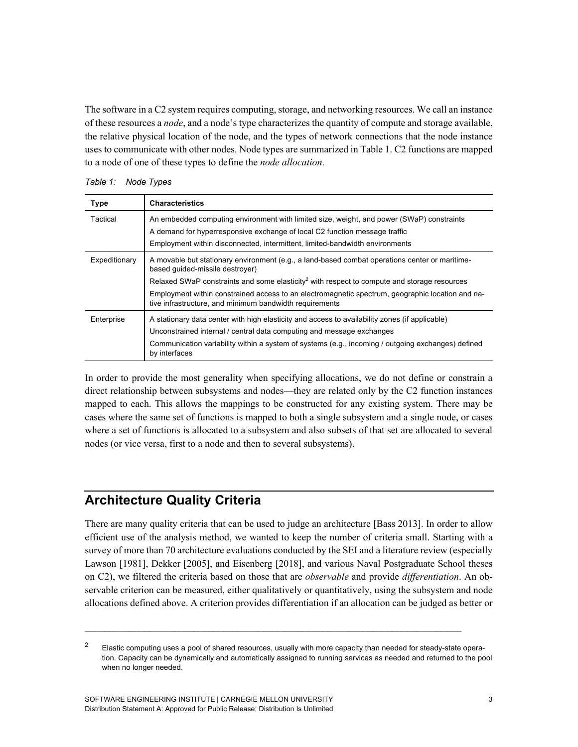The software in a C2 system requires computing, storage, and networking resources. We call an instance of these resources a *node*, and a node's type characterizes the quantity of compute and storage available, the relative physical location of the node, and the types of network connections that the node instance uses to communicate with other nodes. Node types are summarized in Table 1. C2 functions are mapped to a node of one of these types to define the *node allocation*.

*Table 1: Node Types*

| Type | Characteristics |
|---|---|
| Tactical | An embedded computing environment with limited size, weight, and power (SWaP) constraints<br>A demand for hyperresponsive exchange of local C2 function message traffic<br>Employment within disconnected, intermittent, limited-bandwidth environments |
| Expeditionary | A movable but stationary environment (e.g., a land-based combat operations center or maritime-based guided-missile destroyer)<br>Relaxed SWaP constraints and some elasticity[2] with respect to compute and storage resources<br>Employment within constrained access to an electromagnetic spectrum, geographic location and native infrastructure, and minimum bandwidth requirements |
| Enterprise | A stationary data center with high elasticity and access to availability zones (if applicable)<br>Unconstrained internal / central data computing and message exchanges<br>Communication variability within a system of systems (e.g., incoming / outgoing exchanges) defined by interfaces |

In order to provide the most generality when specifying allocations, we do not define or constrain a direct relationship between subsystems and nodes—they are related only by the C2 function instances mapped to each. This allows the mappings to be constructed for any existing system. There may be cases where the same set of functions is mapped to both a single subsystem and a single node, or cases where a set of functions is allocated to a subsystem and also subsets of that set are allocated to several nodes (or vice versa, first to a node and then to several subsystems).

## Architecture Quality Criteria

There are many quality criteria that can be used to judge an architecture [Bass 2013]. In order to allow efficient use of the analysis method, we wanted to keep the number of criteria small. Starting with a survey of more than 70 architecture evaluations conducted by the SEI and a literature review (especially Lawson [1981], Dekker [2005], and Eisenberg [2018], and various Naval Postgraduate School theses on C2), we filtered the criteria based on those that are *observable* and provide *differentiation*. An observable criterion can be measured, either qualitatively or quantitatively, using the subsystem and node allocations defined above. A criterion provides differentiation if an allocation can be judged as better or

---

[2] Elastic computing uses a pool of shared resources, usually with more capacity than needed for steady-state operation. Capacity can be dynamically and automatically assigned to running services as needed and returned to the pool when no longer needed.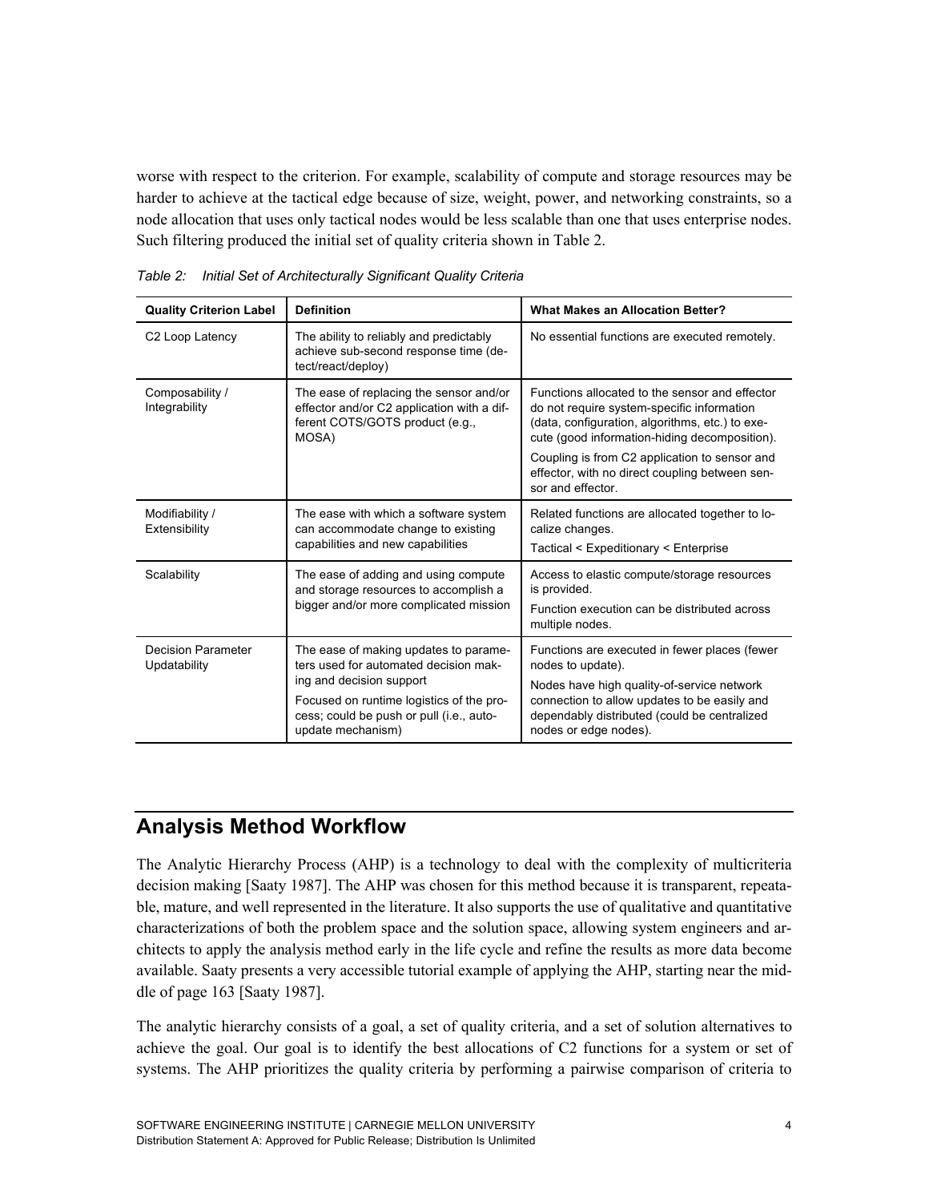worse with respect to the criterion. For example, scalability of compute and storage resources may be harder to achieve at the tactical edge because of size, weight, power, and networking constraints, so a node allocation that uses only tactical nodes would be less scalable than one that uses enterprise nodes. Such filtering produced the initial set of quality criteria shown in Table 2.

*Table 2: Initial Set of Architecturally Significant Quality Criteria*

| Quality Criterion Label | Definition | What Makes an Allocation Better? |
| --- | --- | --- |
| C2 Loop Latency | The ability to reliably and predictably achieve sub-second response time (detect/react/deploy) | No essential functions are executed remotely. |
| Composability / Integrability | The ease of replacing the sensor and/or effector and/or C2 application with a different COTS/GOTS product (e.g., MOSA) | Functions allocated to the sensor and effector do not require system-specific information (data, configuration, algorithms, etc.) to execute (good information-hiding decomposition).<br>Coupling is from C2 application to sensor and effector, with no direct coupling between sensor and effector. |
| Modifiability / Extensibility | The ease with which a software system can accommodate change to existing capabilities and new capabilities | Related functions are allocated together to localize changes.<br>Tactical < Expeditionary < Enterprise |
| Scalability | The ease of adding and using compute and storage resources to accomplish a bigger and/or more complicated mission | Access to elastic compute/storage resources is provided.<br>Function execution can be distributed across multiple nodes. |
| Decision Parameter Updatability | The ease of making updates to parameters used for automated decision making and decision support<br>Focused on runtime logistics of the process; could be push or pull (i.e., auto-update mechanism) | Functions are executed in fewer places (fewer nodes to update).<br>Nodes have high quality-of-service network connection to allow updates to be easily and dependably distributed (could be centralized nodes or edge nodes). |

## Analysis Method Workflow

The Analytic Hierarchy Process (AHP) is a technology to deal with the complexity of multicriteria decision making [Saaty 1987]. The AHP was chosen for this method because it is transparent, repeatable, mature, and well represented in the literature. It also supports the use of qualitative and quantitative characterizations of both the problem space and the solution space, allowing system engineers and architects to apply the analysis method early in the life cycle and refine the results as more data become available. Saaty presents a very accessible tutorial example of applying the AHP, starting near the middle of page 163 [Saaty 1987].

The analytic hierarchy consists of a goal, a set of quality criteria, and a set of solution alternatives to achieve the goal. Our goal is to identify the best allocations of C2 functions for a system or set of systems. The AHP prioritizes the quality criteria by performing a pairwise comparison of criteria to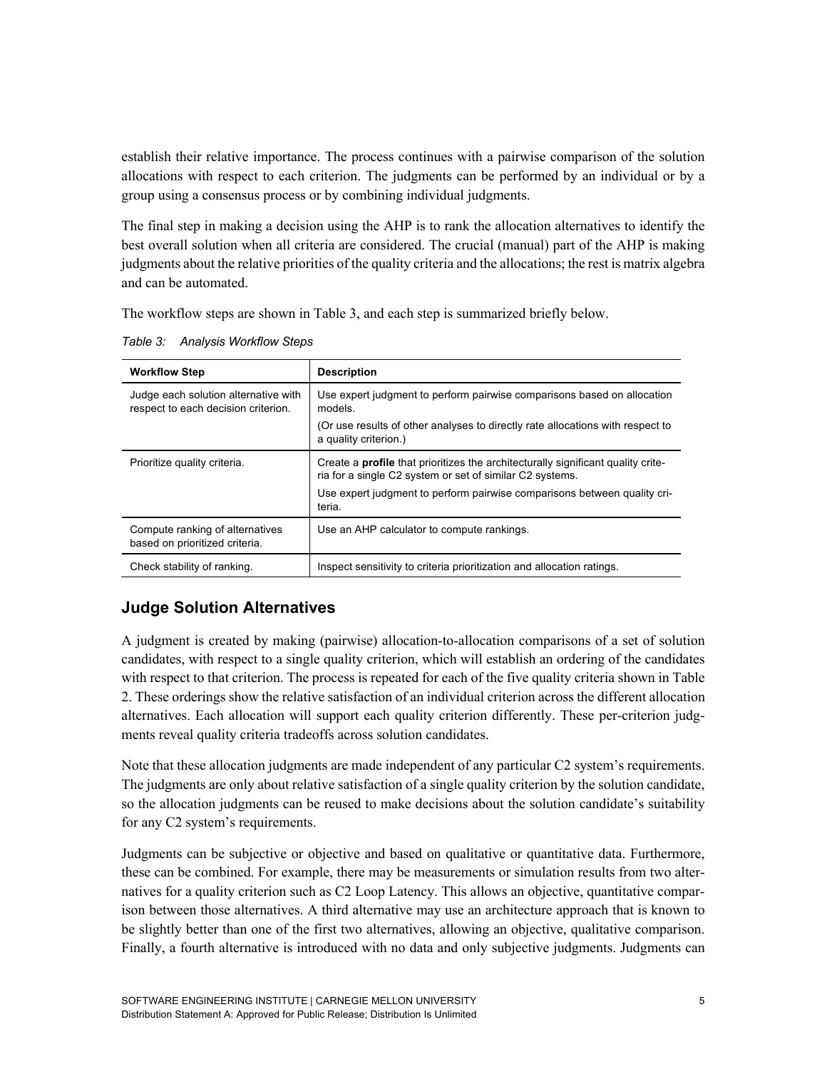establish their relative importance. The process continues with a pairwise comparison of the solution allocations with respect to each criterion. The judgments can be performed by an individual or by a group using a consensus process or by combining individual judgments.

The final step in making a decision using the AHP is to rank the allocation alternatives to identify the best overall solution when all criteria are considered. The crucial (manual) part of the AHP is making judgments about the relative priorities of the quality criteria and the allocations; the rest is matrix algebra and can be automated.

The workflow steps are shown in Table 3, and each step is summarized briefly below.

*Table 3: Analysis Workflow Steps*

| Workflow Step | Description |
| --- | --- |
| Judge each solution alternative with respect to each decision criterion. | Use expert judgment to perform pairwise comparisons based on allocation models.<br>(Or use results of other analyses to directly rate allocations with respect to a quality criterion.) |
| Prioritize quality criteria. | Create a **profile** that prioritizes the architecturally significant quality criteria for a single C2 system or set of similar C2 systems.<br>Use expert judgment to perform pairwise comparisons between quality criteria. |
| Compute ranking of alternatives based on prioritized criteria. | Use an AHP calculator to compute rankings. |
| Check stability of ranking. | Inspect sensitivity to criteria prioritization and allocation ratings. |

## Judge Solution Alternatives

A judgment is created by making (pairwise) allocation-to-allocation comparisons of a set of solution candidates, with respect to a single quality criterion, which will establish an ordering of the candidates with respect to that criterion. The process is repeated for each of the five quality criteria shown in Table 2. These orderings show the relative satisfaction of an individual criterion across the different allocation alternatives. Each allocation will support each quality criterion differently. These per-criterion judgments reveal quality criteria tradeoffs across solution candidates.

Note that these allocation judgments are made independent of any particular C2 system's requirements. The judgments are only about relative satisfaction of a single quality criterion by the solution candidate, so the allocation judgments can be reused to make decisions about the solution candidate's suitability for any C2 system's requirements.

Judgments can be subjective or objective and based on qualitative or quantitative data. Furthermore, these can be combined. For example, there may be measurements or simulation results from two alternatives for a quality criterion such as C2 Loop Latency. This allows an objective, quantitative comparison between those alternatives. A third alternative may use an architecture approach that is known to be slightly better than one of the first two alternatives, allowing an objective, qualitative comparison. Finally, a fourth alternative is introduced with no data and only subjective judgments. Judgments can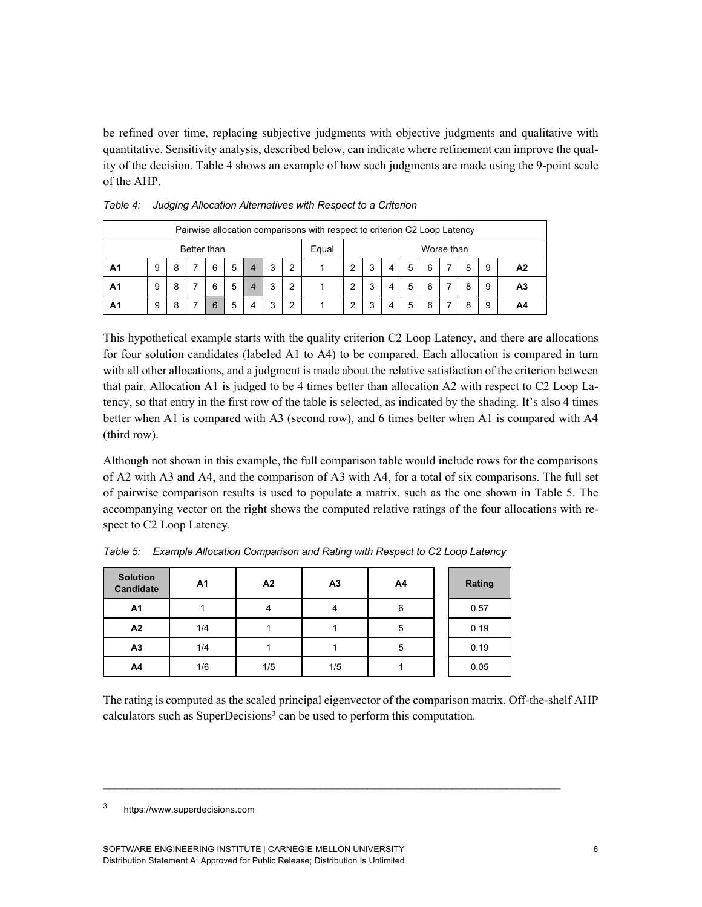be refined over time, replacing subjective judgments with objective judgments and qualitative with quantitative. Sensitivity analysis, described below, can indicate where refinement can improve the quality of the decision. Table 4 shows an example of how such judgments are made using the 9-point scale of the AHP.

*Table 4: Judging Allocation Alternatives with Respect to a Criterion*

| Pairwise allocation comparisons with respect to criterion C2 Loop Latency | | | | | | | | | | | | | | | | | | | |
|---|---|---|---|---|---|---|---|---|---|---|---|---|---|---|---|---|---|---|---|
| Better than | | | | | | | | | Equal | Worse than | | | | | | | | | |
| **A1** | 9 | 8 | 7 | 6 | 5 | 4 | 3 | 2 | 1 | 2 | 3 | 4 | 5 | 6 | 7 | 8 | 9 | **A2** |
| **A1** | 9 | 8 | 7 | 6 | 5 | 4 | 3 | 2 | 1 | 2 | 3 | 4 | 5 | 6 | 7 | 8 | 9 | **A3** |
| **A1** | 9 | 8 | 7 | 6 | 5 | 4 | 3 | 2 | 1 | 2 | 3 | 4 | 5 | 6 | 7 | 8 | 9 | **A4** |

This hypothetical example starts with the quality criterion C2 Loop Latency, and there are allocations for four solution candidates (labeled A1 to A4) to be compared. Each allocation is compared in turn with all other allocations, and a judgment is made about the relative satisfaction of the criterion between that pair. Allocation A1 is judged to be 4 times better than allocation A2 with respect to C2 Loop Latency, so that entry in the first row of the table is selected, as indicated by the shading. It's also 4 times better when A1 is compared with A3 (second row), and 6 times better when A1 is compared with A4 (third row).

Although not shown in this example, the full comparison table would include rows for the comparisons of A2 with A3 and A4, and the comparison of A3 with A4, for a total of six comparisons. The full set of pairwise comparison results is used to populate a matrix, such as the one shown in Table 5. The accompanying vector on the right shows the computed relative ratings of the four allocations with respect to C2 Loop Latency.

*Table 5: Example Allocation Comparison and Rating with Respect to C2 Loop Latency*

| Solution Candidate | A1 | A2 | A3 | A4 | Rating |
|---|---|---|---|---|---|
| **A1** | 1 | 4 | 4 | 6 | 0.57 |
| **A2** | 1/4 | 1 | 1 | 5 | 0.19 |
| **A3** | 1/4 | 1 | 1 | 5 | 0.19 |
| **A4** | 1/6 | 1/5 | 1/5 | 1 | 0.05 |

The rating is computed as the scaled principal eigenvector of the comparison matrix. Off-the-shelf AHP calculators such as SuperDecisions[3] can be used to perform this computation.

[3] https://www.superdecisions.com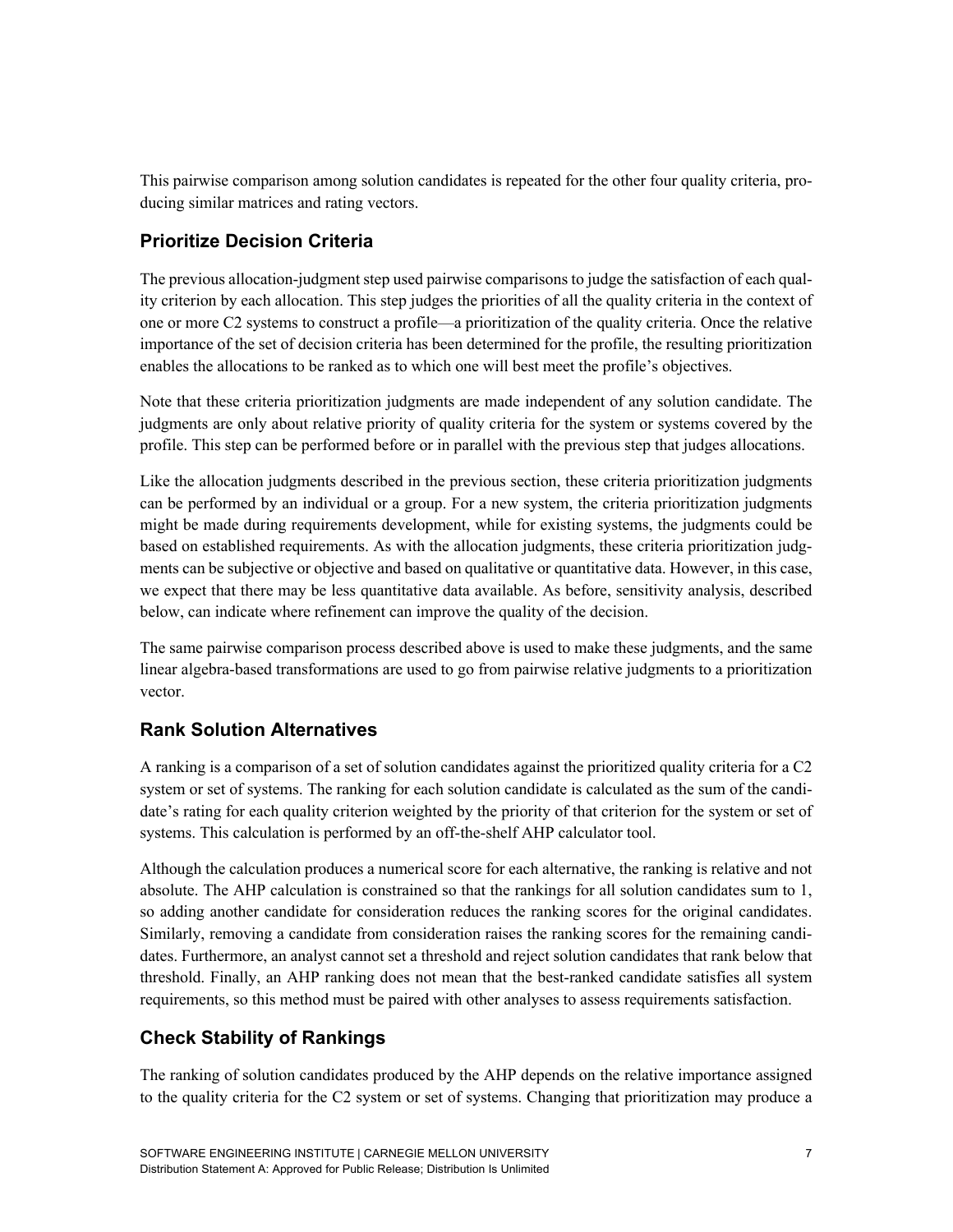This pairwise comparison among solution candidates is repeated for the other four quality criteria, producing similar matrices and rating vectors.

## Prioritize Decision Criteria

The previous allocation-judgment step used pairwise comparisons to judge the satisfaction of each quality criterion by each allocation. This step judges the priorities of all the quality criteria in the context of one or more C2 systems to construct a profile—a prioritization of the quality criteria. Once the relative importance of the set of decision criteria has been determined for the profile, the resulting prioritization enables the allocations to be ranked as to which one will best meet the profile's objectives.

Note that these criteria prioritization judgments are made independent of any solution candidate. The judgments are only about relative priority of quality criteria for the system or systems covered by the profile. This step can be performed before or in parallel with the previous step that judges allocations.

Like the allocation judgments described in the previous section, these criteria prioritization judgments can be performed by an individual or a group. For a new system, the criteria prioritization judgments might be made during requirements development, while for existing systems, the judgments could be based on established requirements. As with the allocation judgments, these criteria prioritization judgments can be subjective or objective and based on qualitative or quantitative data. However, in this case, we expect that there may be less quantitative data available. As before, sensitivity analysis, described below, can indicate where refinement can improve the quality of the decision.

The same pairwise comparison process described above is used to make these judgments, and the same linear algebra-based transformations are used to go from pairwise relative judgments to a prioritization vector.

## Rank Solution Alternatives

A ranking is a comparison of a set of solution candidates against the prioritized quality criteria for a C2 system or set of systems. The ranking for each solution candidate is calculated as the sum of the candidate's rating for each quality criterion weighted by the priority of that criterion for the system or set of systems. This calculation is performed by an off-the-shelf AHP calculator tool.

Although the calculation produces a numerical score for each alternative, the ranking is relative and not absolute. The AHP calculation is constrained so that the rankings for all solution candidates sum to 1, so adding another candidate for consideration reduces the ranking scores for the original candidates. Similarly, removing a candidate from consideration raises the ranking scores for the remaining candidates. Furthermore, an analyst cannot set a threshold and reject solution candidates that rank below that threshold. Finally, an AHP ranking does not mean that the best-ranked candidate satisfies all system requirements, so this method must be paired with other analyses to assess requirements satisfaction.

## Check Stability of Rankings

The ranking of solution candidates produced by the AHP depends on the relative importance assigned to the quality criteria for the C2 system or set of systems. Changing that prioritization may produce a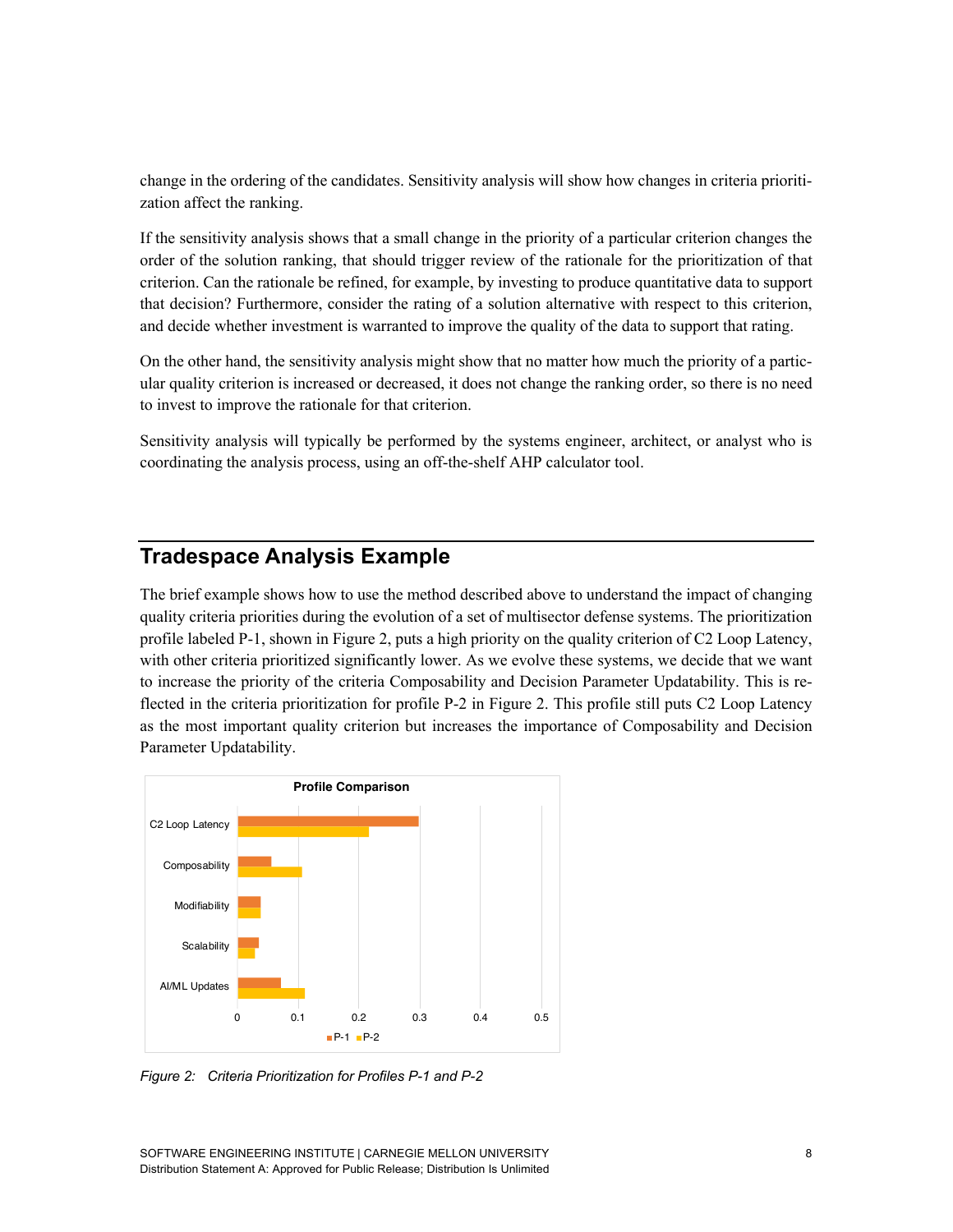change in the ordering of the candidates. Sensitivity analysis will show how changes in criteria prioritization affect the ranking.

If the sensitivity analysis shows that a small change in the priority of a particular criterion changes the order of the solution ranking, that should trigger review of the rationale for the prioritization of that criterion. Can the rationale be refined, for example, by investing to produce quantitative data to support that decision? Furthermore, consider the rating of a solution alternative with respect to this criterion, and decide whether investment is warranted to improve the quality of the data to support that rating.

On the other hand, the sensitivity analysis might show that no matter how much the priority of a particular quality criterion is increased or decreased, it does not change the ranking order, so there is no need to invest to improve the rationale for that criterion.

Sensitivity analysis will typically be performed by the systems engineer, architect, or analyst who is coordinating the analysis process, using an off-the-shelf AHP calculator tool.

## Tradespace Analysis Example

The brief example shows how to use the method described above to understand the impact of changing quality criteria priorities during the evolution of a set of multisector defense systems. The prioritization profile labeled P-1, shown in Figure 2, puts a high priority on the quality criterion of C2 Loop Latency, with other criteria prioritized significantly lower. As we evolve these systems, we decide that we want to increase the priority of the criteria Composability and Decision Parameter Updatability. This is reflected in the criteria prioritization for profile P-2 in Figure 2. This profile still puts C2 Loop Latency as the most important quality criterion but increases the importance of Composability and Decision Parameter Updatability.

*Figure 2: Criteria Prioritization for Profiles P-1 and P-2*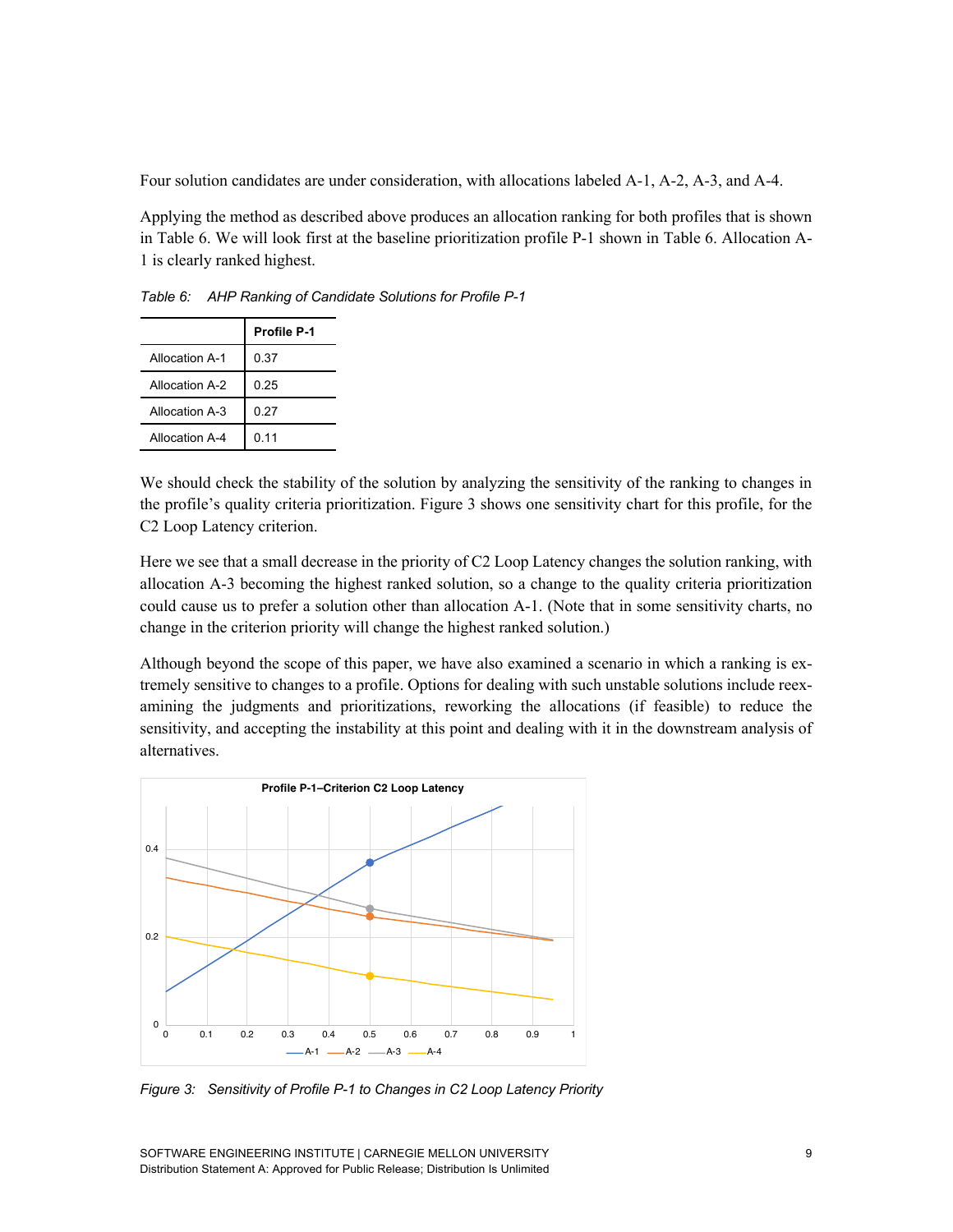Four solution candidates are under consideration, with allocations labeled A-1, A-2, A-3, and A-4.

Applying the method as described above produces an allocation ranking for both profiles that is shown in Table 6. We will look first at the baseline prioritization profile P-1 shown in Table 6. Allocation A-1 is clearly ranked highest.

*Table 6: AHP Ranking of Candidate Solutions for Profile P-1*

| | **Profile P-1** |
|---|---|
| Allocation A-1 | 0.37 |
| Allocation A-2 | 0.25 |
| Allocation A-3 | 0.27 |
| Allocation A-4 | 0.11 |

We should check the stability of the solution by analyzing the sensitivity of the ranking to changes in the profile's quality criteria prioritization. Figure 3 shows one sensitivity chart for this profile, for the C2 Loop Latency criterion.

Here we see that a small decrease in the priority of C2 Loop Latency changes the solution ranking, with allocation A-3 becoming the highest ranked solution, so a change to the quality criteria prioritization could cause us to prefer a solution other than allocation A-1. (Note that in some sensitivity charts, no change in the criterion priority will change the highest ranked solution.)

Although beyond the scope of this paper, we have also examined a scenario in which a ranking is extremely sensitive to changes to a profile. Options for dealing with such unstable solutions include reexamining the judgments and prioritizations, reworking the allocations (if feasible) to reduce the sensitivity, and accepting the instability at this point and dealing with it in the downstream analysis of alternatives.

*Figure 3: Sensitivity of Profile P-1 to Changes in C2 Loop Latency Priority*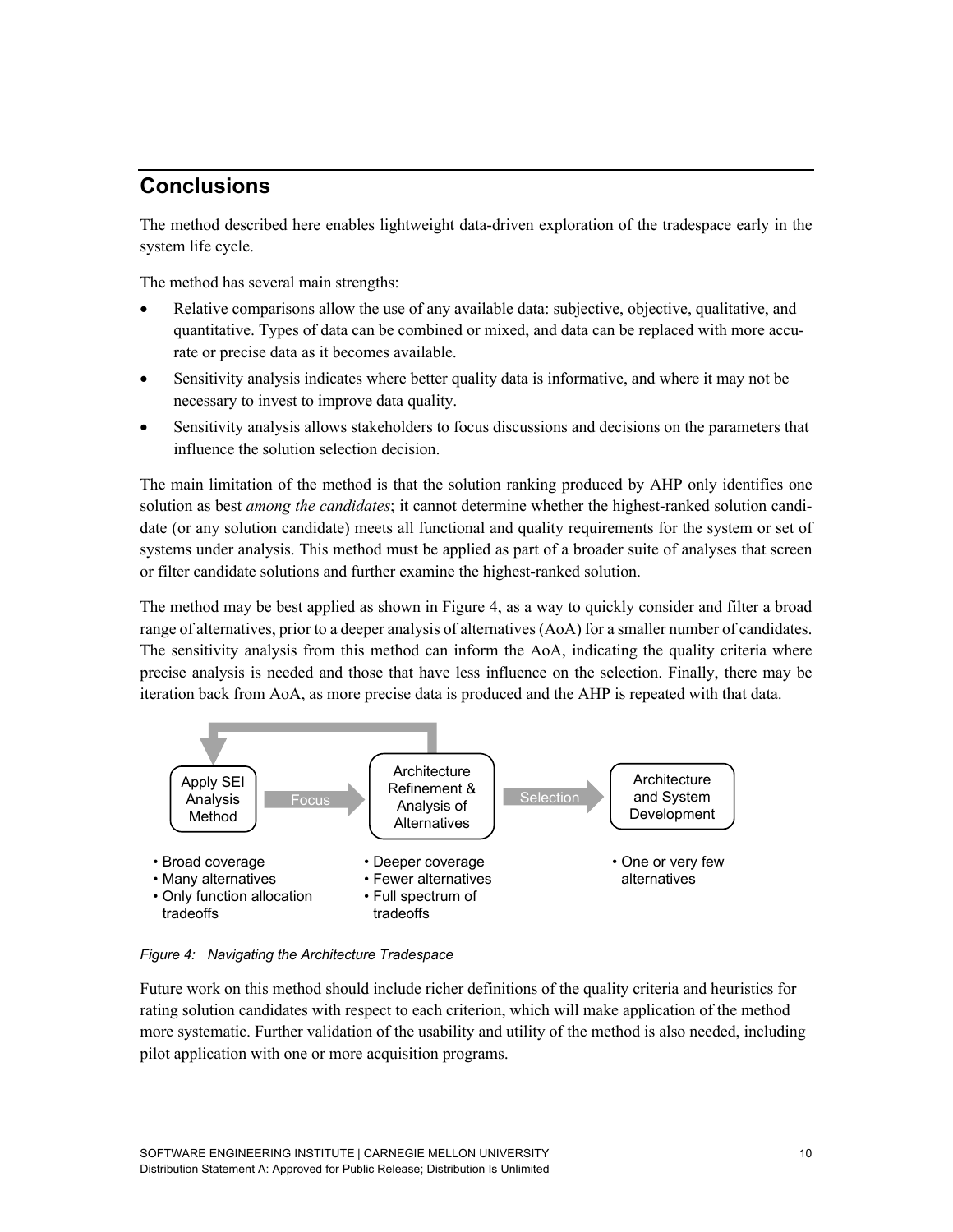## Conclusions

The method described here enables lightweight data-driven exploration of the tradespace early in the system life cycle.

The method has several main strengths:

- Relative comparisons allow the use of any available data: subjective, objective, qualitative, and quantitative. Types of data can be combined or mixed, and data can be replaced with more accurate or precise data as it becomes available.
- Sensitivity analysis indicates where better quality data is informative, and where it may not be necessary to invest to improve data quality.
- Sensitivity analysis allows stakeholders to focus discussions and decisions on the parameters that influence the solution selection decision.

The main limitation of the method is that the solution ranking produced by AHP only identifies one solution as best *among the candidates*; it cannot determine whether the highest-ranked solution candidate (or any solution candidate) meets all functional and quality requirements for the system or set of systems under analysis. This method must be applied as part of a broader suite of analyses that screen or filter candidate solutions and further examine the highest-ranked solution.

The method may be best applied as shown in Figure 4, as a way to quickly consider and filter a broad range of alternatives, prior to a deeper analysis of alternatives (AoA) for a smaller number of candidates. The sensitivity analysis from this method can inform the AoA, indicating the quality criteria where precise analysis is needed and those that have less influence on the selection. Finally, there may be iteration back from AoA, as more precise data is produced and the AHP is repeated with that data.

Apply SEI Analysis Method → Focus → Architecture Refinement & Analysis of Alternatives → Selection → Architecture and System Development

- Apply SEI Analysis Method:
  - Broad coverage
  - Many alternatives
  - Only function allocation tradeoffs
- Architecture Refinement & Analysis of Alternatives:
  - Deeper coverage
  - Fewer alternatives
  - Full spectrum of tradeoffs
- Architecture and System Development:
  - One or very few alternatives

*Figure 4: Navigating the Architecture Tradespace*

Future work on this method should include richer definitions of the quality criteria and heuristics for rating solution candidates with respect to each criterion, which will make application of the method more systematic. Further validation of the usability and utility of the method is also needed, including pilot application with one or more acquisition programs.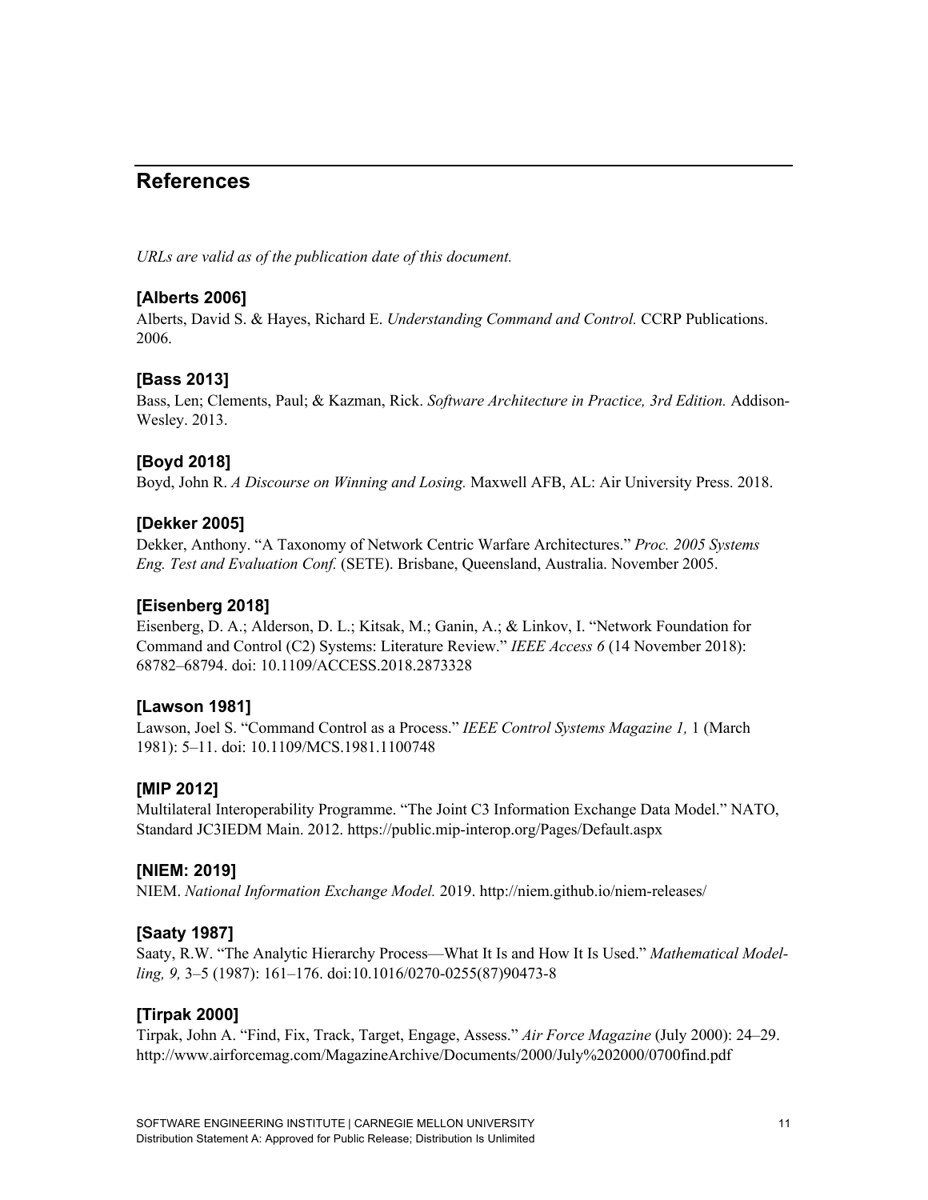# References

*URLs are valid as of the publication date of this document.*

### [Alberts 2006]

Alberts, David S. & Hayes, Richard E. *Understanding Command and Control.* CCRP Publications. 2006.

### [Bass 2013]

Bass, Len; Clements, Paul; & Kazman, Rick. *Software Architecture in Practice, 3rd Edition.* Addison-Wesley. 2013.

### [Boyd 2018]

Boyd, John R. *A Discourse on Winning and Losing.* Maxwell AFB, AL: Air University Press. 2018.

### [Dekker 2005]

Dekker, Anthony. "A Taxonomy of Network Centric Warfare Architectures." *Proc. 2005 Systems Eng. Test and Evaluation Conf.* (SETE). Brisbane, Queensland, Australia. November 2005.

### [Eisenberg 2018]

Eisenberg, D. A.; Alderson, D. L.; Kitsak, M.; Ganin, A.; & Linkov, I. "Network Foundation for Command and Control (C2) Systems: Literature Review." *IEEE Access 6* (14 November 2018): 68782–68794. doi: 10.1109/ACCESS.2018.2873328

### [Lawson 1981]

Lawson, Joel S. "Command Control as a Process." *IEEE Control Systems Magazine 1,* 1 (March 1981): 5–11. doi: 10.1109/MCS.1981.1100748

### [MIP 2012]

Multilateral Interoperability Programme. "The Joint C3 Information Exchange Data Model." NATO, Standard JC3IEDM Main. 2012. https://public.mip-interop.org/Pages/Default.aspx

### [NIEM: 2019]

NIEM. *National Information Exchange Model.* 2019. http://niem.github.io/niem-releases/

### [Saaty 1987]

Saaty, R.W. "The Analytic Hierarchy Process—What It Is and How It Is Used." *Mathematical Modelling, 9,* 3–5 (1987): 161–176. doi:10.1016/0270-0255(87)90473-8

### [Tirpak 2000]

Tirpak, John A. "Find, Fix, Track, Target, Engage, Assess." *Air Force Magazine* (July 2000): 24–29. http://www.airforcemag.com/MagazineArchive/Documents/2000/July%202000/0700find.pdf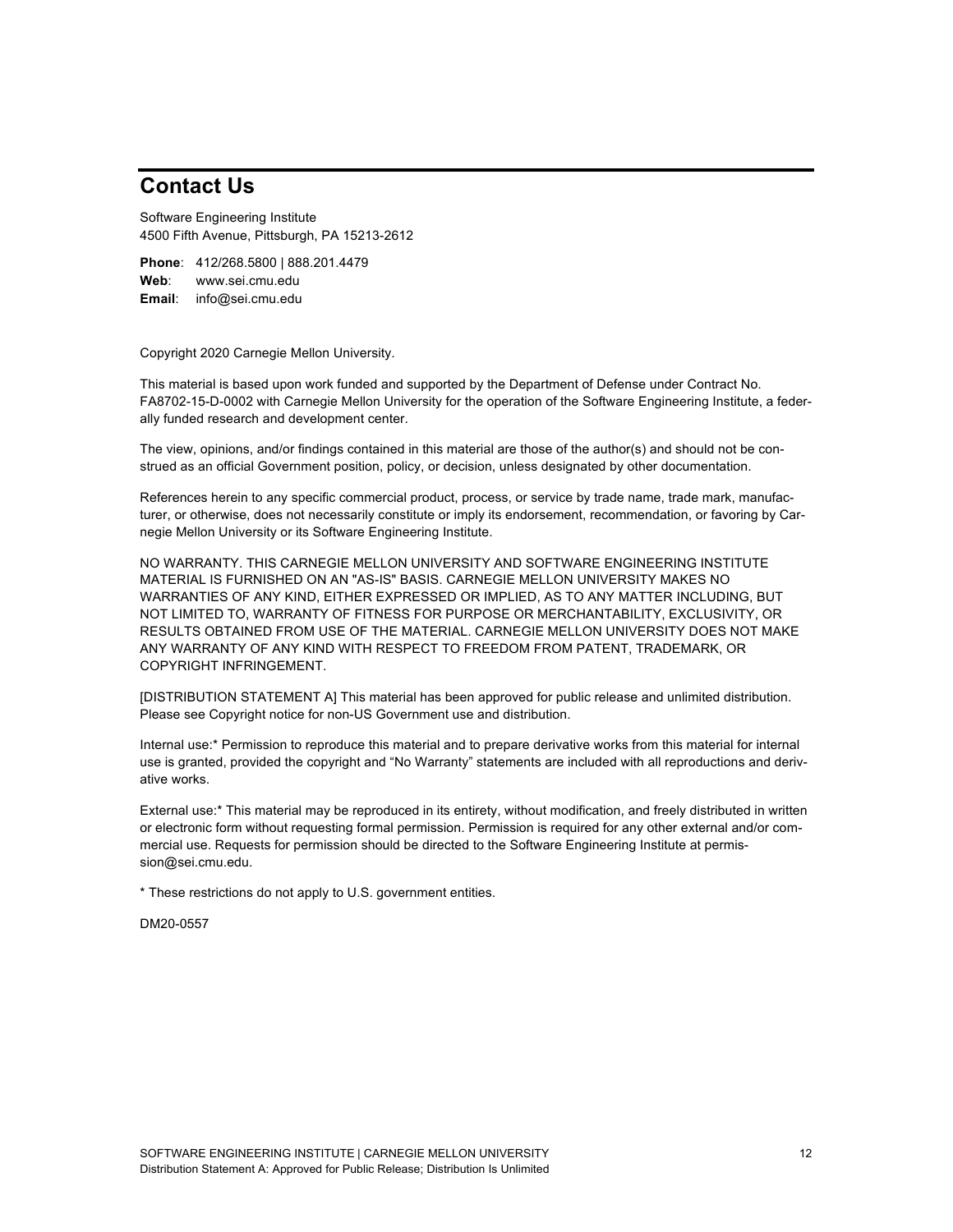## Contact Us

Software Engineering Institute
4500 Fifth Avenue, Pittsburgh, PA 15213-2612

**Phone**: 412/268.5800 | 888.201.4479
**Web**: www.sei.cmu.edu
**Email**: info@sei.cmu.edu

Copyright 2020 Carnegie Mellon University.

This material is based upon work funded and supported by the Department of Defense under Contract No. FA8702-15-D-0002 with Carnegie Mellon University for the operation of the Software Engineering Institute, a federally funded research and development center.

The view, opinions, and/or findings contained in this material are those of the author(s) and should not be construed as an official Government position, policy, or decision, unless designated by other documentation.

References herein to any specific commercial product, process, or service by trade name, trade mark, manufacturer, or otherwise, does not necessarily constitute or imply its endorsement, recommendation, or favoring by Carnegie Mellon University or its Software Engineering Institute.

NO WARRANTY. THIS CARNEGIE MELLON UNIVERSITY AND SOFTWARE ENGINEERING INSTITUTE MATERIAL IS FURNISHED ON AN "AS-IS" BASIS. CARNEGIE MELLON UNIVERSITY MAKES NO WARRANTIES OF ANY KIND, EITHER EXPRESSED OR IMPLIED, AS TO ANY MATTER INCLUDING, BUT NOT LIMITED TO, WARRANTY OF FITNESS FOR PURPOSE OR MERCHANTABILITY, EXCLUSIVITY, OR RESULTS OBTAINED FROM USE OF THE MATERIAL. CARNEGIE MELLON UNIVERSITY DOES NOT MAKE ANY WARRANTY OF ANY KIND WITH RESPECT TO FREEDOM FROM PATENT, TRADEMARK, OR COPYRIGHT INFRINGEMENT.

[DISTRIBUTION STATEMENT A] This material has been approved for public release and unlimited distribution. Please see Copyright notice for non-US Government use and distribution.

Internal use:* Permission to reproduce this material and to prepare derivative works from this material for internal use is granted, provided the copyright and "No Warranty" statements are included with all reproductions and derivative works.

External use:* This material may be reproduced in its entirety, without modification, and freely distributed in written or electronic form without requesting formal permission. Permission is required for any other external and/or commercial use. Requests for permission should be directed to the Software Engineering Institute at permission@sei.cmu.edu.

* These restrictions do not apply to U.S. government entities.

DM20-0557